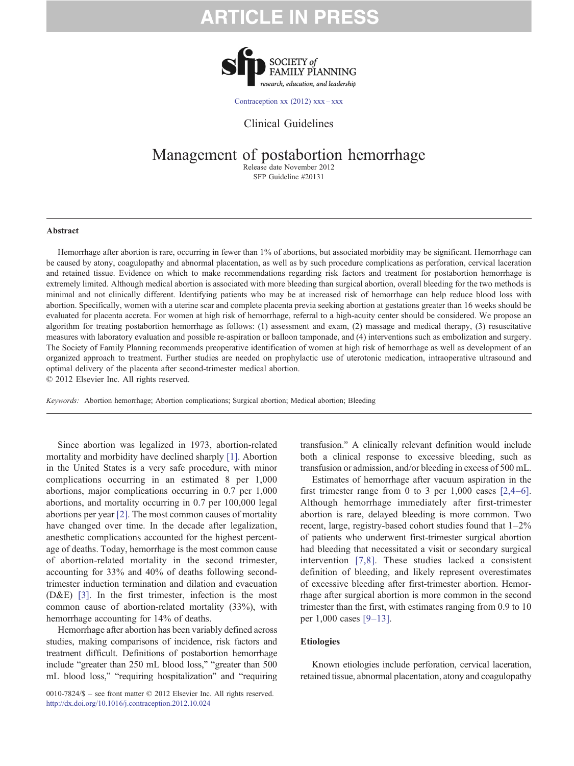Clinical Guidelines

# Management of postabortion hemorrhage

Release date November 2012
SFP Guideline #20131

## Abstract

Hemorrhage after abortion is rare, occurring in fewer than 1% of abortions, but associated morbidity may be significant. Hemorrhage can be caused by atony, coagulopathy and abnormal placentation, as well as by such procedure complications as perforation, cervical laceration and retained tissue. Evidence on which to make recommendations regarding risk factors and treatment for postabortion hemorrhage is extremely limited. Although medical abortion is associated with more bleeding than surgical abortion, overall bleeding for the two methods is minimal and not clinically different. Identifying patients who may be at increased risk of hemorrhage can help reduce blood loss with abortion. Specifically, women with a uterine scar and complete placenta previa seeking abortion at gestations greater than 16 weeks should be evaluated for placenta accreta. For women at high risk of hemorrhage, referral to a high-acuity center should be considered. We propose an algorithm for treating postabortion hemorrhage as follows: (1) assessment and exam, (2) massage and medical therapy, (3) resuscitative measures with laboratory evaluation and possible re-aspiration or balloon tamponade, and (4) interventions such as embolization and surgery. The Society of Family Planning recommends preoperative identification of women at high risk of hemorrhage as well as development of an organized approach to treatment. Further studies are needed on prophylactic use of uterotonic medication, intraoperative ultrasound and optimal delivery of the placenta after second-trimester medical abortion.

© 2012 Elsevier Inc. All rights reserved.

*Keywords:* Abortion hemorrhage; Abortion complications; Surgical abortion; Medical abortion; Bleeding

Since abortion was legalized in 1973, abortion-related mortality and morbidity have declined sharply [1]. Abortion in the United States is a very safe procedure, with minor complications occurring in an estimated 8 per 1,000 abortions, major complications occurring in 0.7 per 1,000 abortions, and mortality occurring in 0.7 per 100,000 legal abortions per year [2]. The most common causes of mortality have changed over time. In the decade after legalization, anesthetic complications accounted for the highest percentage of deaths. Today, hemorrhage is the most common cause of abortion-related mortality in the second trimester, accounting for 33% and 40% of deaths following second-trimester induction termination and dilation and evacuation (D&E) [3]. In the first trimester, infection is the most common cause of abortion-related mortality (33%), with hemorrhage accounting for 14% of deaths.

Hemorrhage after abortion has been variably defined across studies, making comparisons of incidence, risk factors and treatment difficult. Definitions of postabortion hemorrhage include "greater than 250 mL blood loss," "greater than 500 mL blood loss," "requiring hospitalization" and "requiring transfusion." A clinically relevant definition would include both a clinical response to excessive bleeding, such as transfusion or admission, and/or bleeding in excess of 500 mL.

Estimates of hemorrhage after vacuum aspiration in the first trimester range from 0 to 3 per 1,000 cases [2,4–6]. Although hemorrhage immediately after first-trimester abortion is rare, delayed bleeding is more common. Two recent, large, registry-based cohort studies found that 1–2% of patients who underwent first-trimester surgical abortion had bleeding that necessitated a visit or secondary surgical intervention [7,8]. These studies lacked a consistent definition of bleeding, and likely represent overestimates of excessive bleeding after first-trimester abortion. Hemorrhage after surgical abortion is more common in the second trimester than the first, with estimates ranging from 0.9 to 10 per 1,000 cases [9–13].

## Etiologies

Known etiologies include perforation, cervical laceration, retained tissue, abnormal placentation, atony and coagulopathy

0010-7824/$ – see front matter © 2012 Elsevier Inc. All rights reserved.
http://dx.doi.org/10.1016/j.contraception.2012.10.024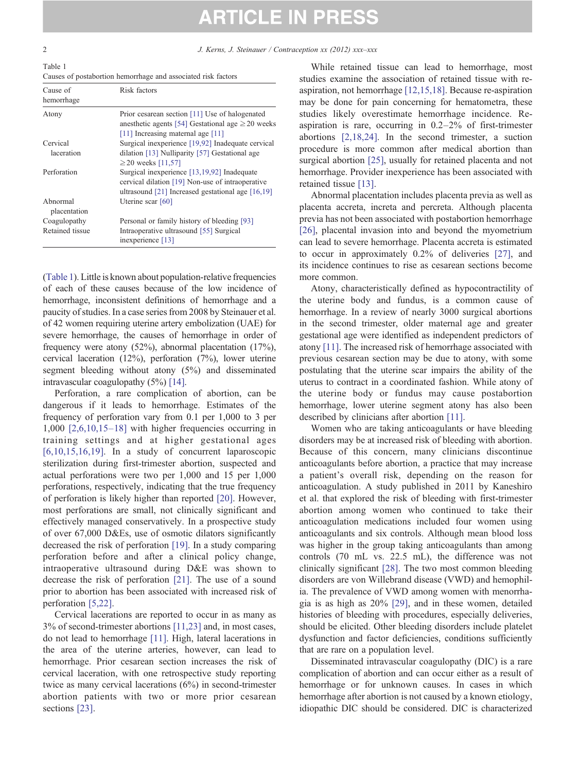Table 1
Causes of postabortion hemorrhage and associated risk factors

| Cause of hemorrhage | Risk factors |
| --- | --- |
| Atony | Prior cesarean section [11] Use of halogenated anesthetic agents [54] Gestational age ≥20 weeks [11] Increasing maternal age [11] |
| Cervical laceration | Surgical inexperience [19,92] Inadequate cervical dilation [13] Nulliparity [57] Gestational age ≥20 weeks [11,57] |
| Perforation | Surgical inexperience [13,19,92] Inadequate cervical dilation [19] Non-use of intraoperative ultrasound [21] Increased gestational age [16,19] |
| Abnormal placentation | Uterine scar [60] |
| Coagulopathy | Personal or family history of bleeding [93] |
| Retained tissue | Intraoperative ultrasound [55] Surgical inexperience [13] |

(Table 1). Little is known about population-relative frequencies of each of these causes because of the low incidence of hemorrhage, inconsistent definitions of hemorrhage and a paucity of studies. In a case series from 2008 by Steinauer et al. of 42 women requiring uterine artery embolization (UAE) for severe hemorrhage, the causes of hemorrhage in order of frequency were atony (52%), abnormal placentation (17%), cervical laceration (12%), perforation (7%), lower uterine segment bleeding without atony (5%) and disseminated intravascular coagulopathy (5%) [14].

Perforation, a rare complication of abortion, can be dangerous if it leads to hemorrhage. Estimates of the frequency of perforation vary from 0.1 per 1,000 to 3 per 1,000 [2,6,10,15–18] with higher frequencies occurring in training settings and at higher gestational ages [6,10,15,16,19]. In a study of concurrent laparoscopic sterilization during first-trimester abortion, suspected and actual perforations were two per 1,000 and 15 per 1,000 perforations, respectively, indicating that the true frequency of perforation is likely higher than reported [20]. However, most perforations are small, not clinically significant and effectively managed conservatively. In a prospective study of over 67,000 D&Es, use of osmotic dilators significantly decreased the risk of perforation [19]. In a study comparing perforation before and after a clinical policy change, intraoperative ultrasound during D&E was shown to decrease the risk of perforation [21]. The use of a sound prior to abortion has been associated with increased risk of perforation [5,22].

Cervical lacerations are reported to occur in as many as 3% of second-trimester abortions [11,23] and, in most cases, do not lead to hemorrhage [11]. High, lateral lacerations in the area of the uterine arteries, however, can lead to hemorrhage. Prior cesarean section increases the risk of cervical laceration, with one retrospective study reporting twice as many cervical lacerations (6%) in second-trimester abortion patients with two or more prior cesarean sections [23].

While retained tissue can lead to hemorrhage, most studies examine the association of retained tissue with re-aspiration, not hemorrhage [12,15,18]. Because re-aspiration may be done for pain concerning for hematometra, these studies likely overestimate hemorrhage incidence. Re-aspiration is rare, occurring in 0.2–2% of first-trimester abortions [2,18,24]. In the second trimester, a suction procedure is more common after medical abortion than surgical abortion [25], usually for retained placenta and not hemorrhage. Provider inexperience has been associated with retained tissue [13].

Abnormal placentation includes placenta previa as well as placenta accreta, increta and percreta. Although placenta previa has not been associated with postabortion hemorrhage [26], placental invasion into and beyond the myometrium can lead to severe hemorrhage. Placenta accreta is estimated to occur in approximately 0.2% of deliveries [27], and its incidence continues to rise as cesarean sections become more common.

Atony, characteristically defined as hypocontractility of the uterine body and fundus, is a common cause of hemorrhage. In a review of nearly 3000 surgical abortions in the second trimester, older maternal age and greater gestational age were identified as independent predictors of atony [11]. The increased risk of hemorrhage associated with previous cesarean section may be due to atony, with some postulating that the uterine scar impairs the ability of the uterus to contract in a coordinated fashion. While atony of the uterine body or fundus may cause postabortion hemorrhage, lower uterine segment atony has also been described by clinicians after abortion [11].

Women who are taking anticoagulants or have bleeding disorders may be at increased risk of bleeding with abortion. Because of this concern, many clinicians discontinue anticoagulants before abortion, a practice that may increase a patient's overall risk, depending on the reason for anticoagulation. A study published in 2011 by Kaneshiro et al. that explored the risk of bleeding with first-trimester abortion among women who continued to take their anticoagulation medications included four women using anticoagulants and six controls. Although mean blood loss was higher in the group taking anticoagulants than among controls (70 mL vs. 22.5 mL), the difference was not clinically significant [28]. The two most common bleeding disorders are von Willebrand disease (VWD) and hemophilia. The prevalence of VWD among women with menorrhagia is as high as 20% [29], and in these women, detailed histories of bleeding with procedures, especially deliveries, should be elicited. Other bleeding disorders include platelet dysfunction and factor deficiencies, conditions sufficiently that are rare on a population level.

Disseminated intravascular coagulopathy (DIC) is a rare complication of abortion and can occur either as a result of hemorrhage or for unknown causes. In cases in which hemorrhage after abortion is not caused by a known etiology, idiopathic DIC should be considered. DIC is characterized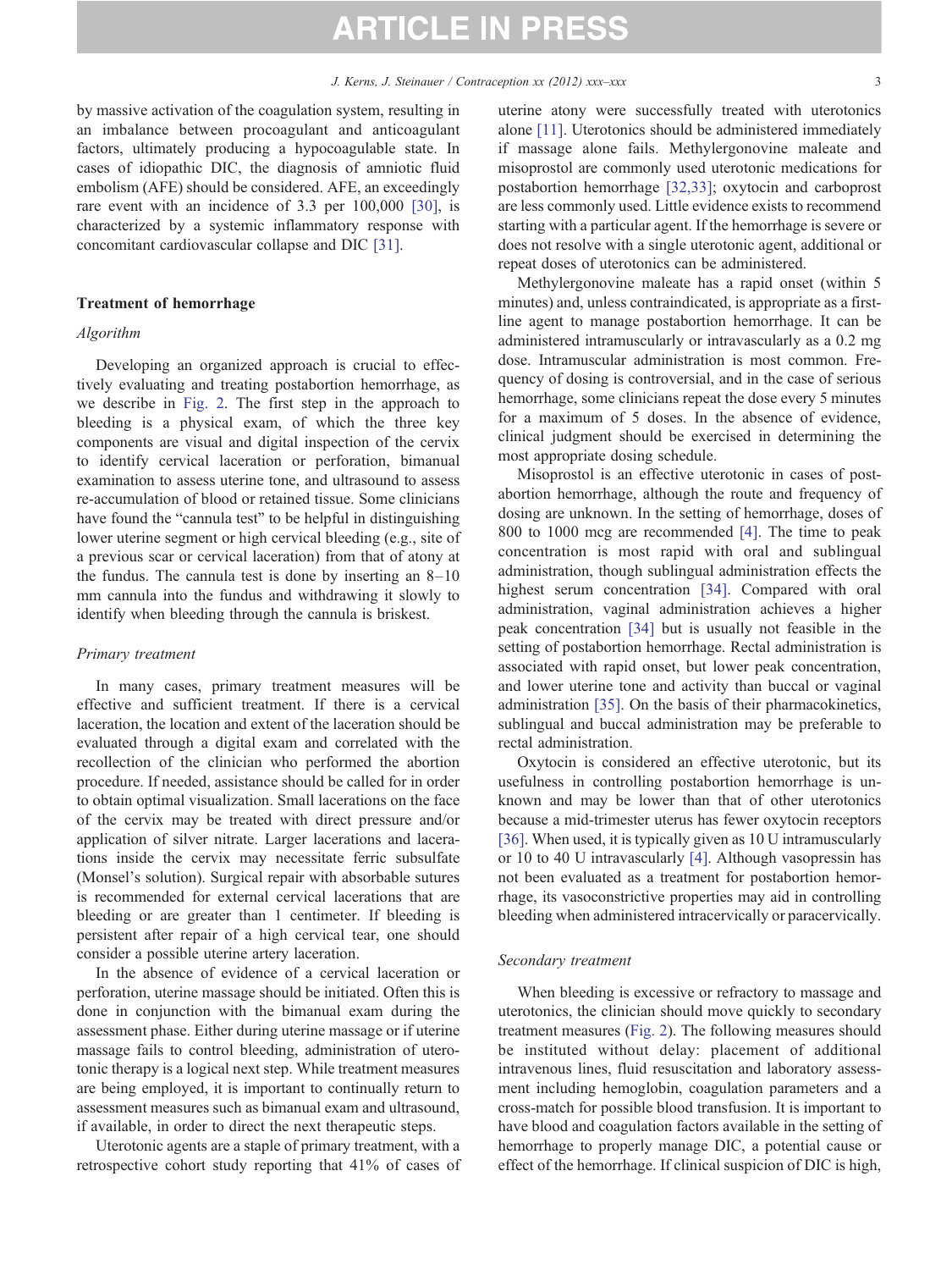by massive activation of the coagulation system, resulting in an imbalance between procoagulant and anticoagulant factors, ultimately producing a hypocoagulable state. In cases of idiopathic DIC, the diagnosis of amniotic fluid embolism (AFE) should be considered. AFE, an exceedingly rare event with an incidence of 3.3 per 100,000 [30], is characterized by a systemic inflammatory response with concomitant cardiovascular collapse and DIC [31].

## Treatment of hemorrhage

### *Algorithm*

Developing an organized approach is crucial to effectively evaluating and treating postabortion hemorrhage, as we describe in Fig. 2. The first step in the approach to bleeding is a physical exam, of which the three key components are visual and digital inspection of the cervix to identify cervical laceration or perforation, bimanual examination to assess uterine tone, and ultrasound to assess re-accumulation of blood or retained tissue. Some clinicians have found the "cannula test" to be helpful in distinguishing lower uterine segment or high cervical bleeding (e.g., site of a previous scar or cervical laceration) from that of atony at the fundus. The cannula test is done by inserting an 8–10 mm cannula into the fundus and withdrawing it slowly to identify when bleeding through the cannula is briskest.

### *Primary treatment*

In many cases, primary treatment measures will be effective and sufficient treatment. If there is a cervical laceration, the location and extent of the laceration should be evaluated through a digital exam and correlated with the recollection of the clinician who performed the abortion procedure. If needed, assistance should be called for in order to obtain optimal visualization. Small lacerations on the face of the cervix may be treated with direct pressure and/or application of silver nitrate. Larger lacerations and lacerations inside the cervix may necessitate ferric subsulfate (Monsel's solution). Surgical repair with absorbable sutures is recommended for external cervical lacerations that are bleeding or are greater than 1 centimeter. If bleeding is persistent after repair of a high cervical tear, one should consider a possible uterine artery laceration.

In the absence of evidence of a cervical laceration or perforation, uterine massage should be initiated. Often this is done in conjunction with the bimanual exam during the assessment phase. Either during uterine massage or if uterine massage fails to control bleeding, administration of uterotonic therapy is a logical next step. While treatment measures are being employed, it is important to continually return to assessment measures such as bimanual exam and ultrasound, if available, in order to direct the next therapeutic steps.

Uterotonic agents are a staple of primary treatment, with a retrospective cohort study reporting that 41% of cases of uterine atony were successfully treated with uterotonics alone [11]. Uterotonics should be administered immediately if massage alone fails. Methylergonovine maleate and misoprostol are commonly used uterotonic medications for postabortion hemorrhage [32,33]; oxytocin and carboprost are less commonly used. Little evidence exists to recommend starting with a particular agent. If the hemorrhage is severe or does not resolve with a single uterotonic agent, additional or repeat doses of uterotonics can be administered.

Methylergonovine maleate has a rapid onset (within 5 minutes) and, unless contraindicated, is appropriate as a first-line agent to manage postabortion hemorrhage. It can be administered intramuscularly or intravascularly as a 0.2 mg dose. Intramuscular administration is most common. Frequency of dosing is controversial, and in the case of serious hemorrhage, some clinicians repeat the dose every 5 minutes for a maximum of 5 doses. In the absence of evidence, clinical judgment should be exercised in determining the most appropriate dosing schedule.

Misoprostol is an effective uterotonic in cases of postabortion hemorrhage, although the route and frequency of dosing are unknown. In the setting of hemorrhage, doses of 800 to 1000 mcg are recommended [4]. The time to peak concentration is most rapid with oral and sublingual administration, though sublingual administration effects the highest serum concentration [34]. Compared with oral administration, vaginal administration achieves a higher peak concentration [34] but is usually not feasible in the setting of postabortion hemorrhage. Rectal administration is associated with rapid onset, but lower peak concentration, and lower uterine tone and activity than buccal or vaginal administration [35]. On the basis of their pharmacokinetics, sublingual and buccal administration may be preferable to rectal administration.

Oxytocin is considered an effective uterotonic, but its usefulness in controlling postabortion hemorrhage is unknown and may be lower than that of other uterotonics because a mid-trimester uterus has fewer oxytocin receptors [36]. When used, it is typically given as 10 U intramuscularly or 10 to 40 U intravascularly [4]. Although vasopressin has not been evaluated as a treatment for postabortion hemorrhage, its vasoconstrictive properties may aid in controlling bleeding when administered intracervically or paracervically.

### *Secondary treatment*

When bleeding is excessive or refractory to massage and uterotonics, the clinician should move quickly to secondary treatment measures (Fig. 2). The following measures should be instituted without delay: placement of additional intravenous lines, fluid resuscitation and laboratory assessment including hemoglobin, coagulation parameters and a cross-match for possible blood transfusion. It is important to have blood and coagulation factors available in the setting of hemorrhage to properly manage DIC, a potential cause or effect of the hemorrhage. If clinical suspicion of DIC is high,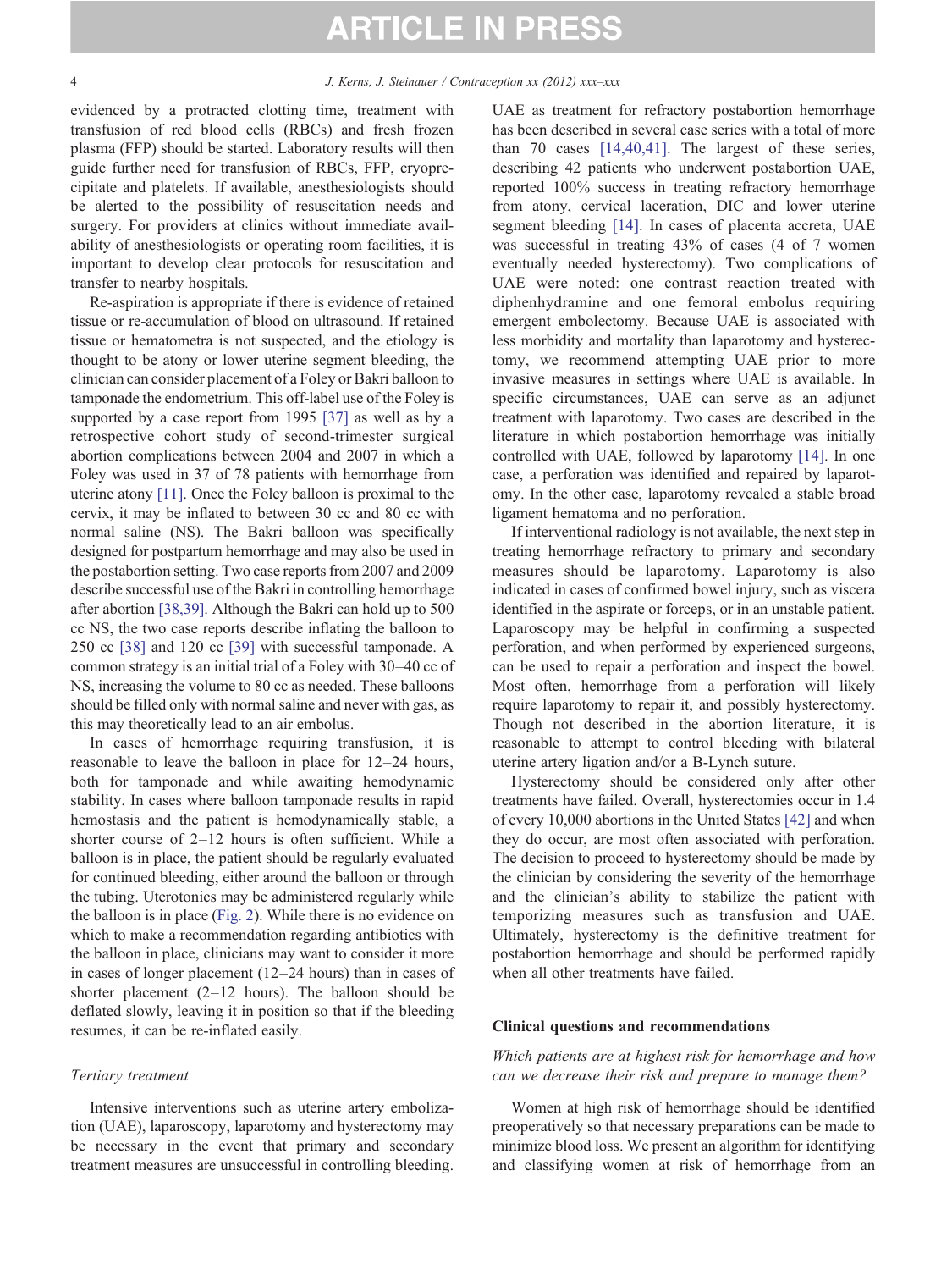evidenced by a protracted clotting time, treatment with transfusion of red blood cells (RBCs) and fresh frozen plasma (FFP) should be started. Laboratory results will then guide further need for transfusion of RBCs, FFP, cryoprecipitate and platelets. If available, anesthesiologists should be alerted to the possibility of resuscitation needs and surgery. For providers at clinics without immediate availability of anesthesiologists or operating room facilities, it is important to develop clear protocols for resuscitation and transfer to nearby hospitals.

Re-aspiration is appropriate if there is evidence of retained tissue or re-accumulation of blood on ultrasound. If retained tissue or hematometra is not suspected, and the etiology is thought to be atony or lower uterine segment bleeding, the clinician can consider placement of a Foley or Bakri balloon to tamponade the endometrium. This off-label use of the Foley is supported by a case report from 1995 [37] as well as by a retrospective cohort study of second-trimester surgical abortion complications between 2004 and 2007 in which a Foley was used in 37 of 78 patients with hemorrhage from uterine atony [11]. Once the Foley balloon is proximal to the cervix, it may be inflated to between 30 cc and 80 cc with normal saline (NS). The Bakri balloon was specifically designed for postpartum hemorrhage and may also be used in the postabortion setting. Two case reports from 2007 and 2009 describe successful use of the Bakri in controlling hemorrhage after abortion [38,39]. Although the Bakri can hold up to 500 cc NS, the two case reports describe inflating the balloon to 250 cc [38] and 120 cc [39] with successful tamponade. A common strategy is an initial trial of a Foley with 30–40 cc of NS, increasing the volume to 80 cc as needed. These balloons should be filled only with normal saline and never with gas, as this may theoretically lead to an air embolus.

In cases of hemorrhage requiring transfusion, it is reasonable to leave the balloon in place for 12–24 hours, both for tamponade and while awaiting hemodynamic stability. In cases where balloon tamponade results in rapid hemostasis and the patient is hemodynamically stable, a shorter course of 2–12 hours is often sufficient. While a balloon is in place, the patient should be regularly evaluated for continued bleeding, either around the balloon or through the tubing. Uterotonics may be administered regularly while the balloon is in place (Fig. 2). While there is no evidence on which to make a recommendation regarding antibiotics with the balloon in place, clinicians may want to consider it more in cases of longer placement (12–24 hours) than in cases of shorter placement (2–12 hours). The balloon should be deflated slowly, leaving it in position so that if the bleeding resumes, it can be re-inflated easily.

### *Tertiary treatment*

Intensive interventions such as uterine artery embolization (UAE), laparoscopy, laparotomy and hysterectomy may be necessary in the event that primary and secondary treatment measures are unsuccessful in controlling bleeding. UAE as treatment for refractory postabortion hemorrhage has been described in several case series with a total of more than 70 cases [14,40,41]. The largest of these series, describing 42 patients who underwent postabortion UAE, reported 100% success in treating refractory hemorrhage from atony, cervical laceration, DIC and lower uterine segment bleeding [14]. In cases of placenta accreta, UAE was successful in treating 43% of cases (4 of 7 women eventually needed hysterectomy). Two complications of UAE were noted: one contrast reaction treated with diphenhydramine and one femoral embolus requiring emergent embolectomy. Because UAE is associated with less morbidity and mortality than laparotomy and hysterectomy, we recommend attempting UAE prior to more invasive measures in settings where UAE is available. In specific circumstances, UAE can serve as an adjunct treatment with laparotomy. Two cases are described in the literature in which postabortion hemorrhage was initially controlled with UAE, followed by laparotomy [14]. In one case, a perforation was identified and repaired by laparotomy. In the other case, laparotomy revealed a stable broad ligament hematoma and no perforation.

If interventional radiology is not available, the next step in treating hemorrhage refractory to primary and secondary measures should be laparotomy. Laparotomy is also indicated in cases of confirmed bowel injury, such as viscera identified in the aspirate or forceps, or in an unstable patient. Laparoscopy may be helpful in confirming a suspected perforation, and when performed by experienced surgeons, can be used to repair a perforation and inspect the bowel. Most often, hemorrhage from a perforation will likely require laparotomy to repair it, and possibly hysterectomy. Though not described in the abortion literature, it is reasonable to attempt to control bleeding with bilateral uterine artery ligation and/or a B-Lynch suture.

Hysterectomy should be considered only after other treatments have failed. Overall, hysterectomies occur in 1.4 of every 10,000 abortions in the United States [42] and when they do occur, are most often associated with perforation. The decision to proceed to hysterectomy should be made by the clinician by considering the severity of the hemorrhage and the clinician's ability to stabilize the patient with temporizing measures such as transfusion and UAE. Ultimately, hysterectomy is the definitive treatment for postabortion hemorrhage and should be performed rapidly when all other treatments have failed.

## Clinical questions and recommendations

### *Which patients are at highest risk for hemorrhage and how can we decrease their risk and prepare to manage them?*

Women at high risk of hemorrhage should be identified preoperatively so that necessary preparations can be made to minimize blood loss. We present an algorithm for identifying and classifying women at risk of hemorrhage from an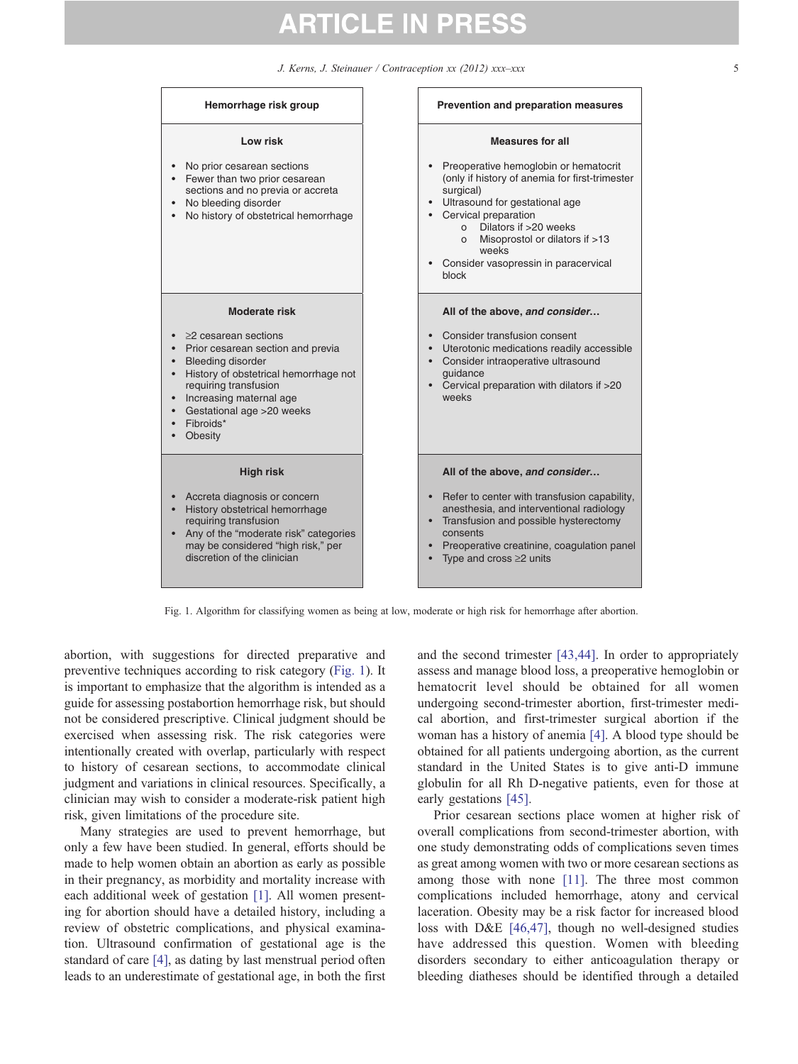| Hemorrhage risk group | Prevention and preparation measures |
|---|---|
| **Low risk**<br>• No prior cesarean sections<br>• Fewer than two prior cesarean sections and no previa or accreta<br>• No bleeding disorder<br>• No history of obstetrical hemorrhage | **Measures for all**<br>• Preoperative hemoglobin or hematocrit (only if history of anemia for first-trimester surgical)<br>• Ultrasound for gestational age<br>• Cervical preparation<br>  o Dilators if >20 weeks<br>  o Misoprostol or dilators if >13 weeks<br>• Consider vasopressin in paracervical block |
| **Moderate risk**<br>• ≥2 cesarean sections<br>• Prior cesarean section and previa<br>• Bleeding disorder<br>• History of obstetrical hemorrhage not requiring transfusion<br>• Increasing maternal age<br>• Gestational age >20 weeks<br>• Fibroids*<br>• Obesity | **All of the above, *and consider…***<br>• Consider transfusion consent<br>• Uterotonic medications readily accessible<br>• Consider intraoperative ultrasound guidance<br>• Cervical preparation with dilators if >20 weeks |
| **High risk**<br>• Accreta diagnosis or concern<br>• History obstetrical hemorrhage requiring transfusion<br>• Any of the "moderate risk" categories may be considered "high risk," per discretion of the clinician | **All of the above, *and consider…***<br>• Refer to center with transfusion capability, anesthesia, and interventional radiology<br>• Transfusion and possible hysterectomy consents<br>• Preoperative creatinine, coagulation panel<br>• Type and cross ≥2 units |

Fig. 1. Algorithm for classifying women as being at low, moderate or high risk for hemorrhage after abortion.

abortion, with suggestions for directed preparative and preventive techniques according to risk category (Fig. 1). It is important to emphasize that the algorithm is intended as a guide for assessing postabortion hemorrhage risk, but should not be considered prescriptive. Clinical judgment should be exercised when assessing risk. The risk categories were intentionally created with overlap, particularly with respect to history of cesarean sections, to accommodate clinical judgment and variations in clinical resources. Specifically, a clinician may wish to consider a moderate-risk patient high risk, given limitations of the procedure site.

Many strategies are used to prevent hemorrhage, but only a few have been studied. In general, efforts should be made to help women obtain an abortion as early as possible in their pregnancy, as morbidity and mortality increase with each additional week of gestation [1]. All women presenting for abortion should have a detailed history, including a review of obstetric complications, and physical examination. Ultrasound confirmation of gestational age is the standard of care [4], as dating by last menstrual period often leads to an underestimate of gestational age, in both the first and the second trimester [43,44]. In order to appropriately assess and manage blood loss, a preoperative hemoglobin or hematocrit level should be obtained for all women undergoing second-trimester abortion, first-trimester medical abortion, and first-trimester surgical abortion if the woman has a history of anemia [4]. A blood type should be obtained for all patients undergoing abortion, as the current standard in the United States is to give anti-D immune globulin for all Rh D-negative patients, even for those at early gestations [45].

Prior cesarean sections place women at higher risk of overall complications from second-trimester abortion, with one study demonstrating odds of complications seven times as great among women with two or more cesarean sections as among those with none [11]. The three most common complications included hemorrhage, atony and cervical laceration. Obesity may be a risk factor for increased blood loss with D&E [46,47], though no well-designed studies have addressed this question. Women with bleeding disorders secondary to either anticoagulation therapy or bleeding diatheses should be identified through a detailed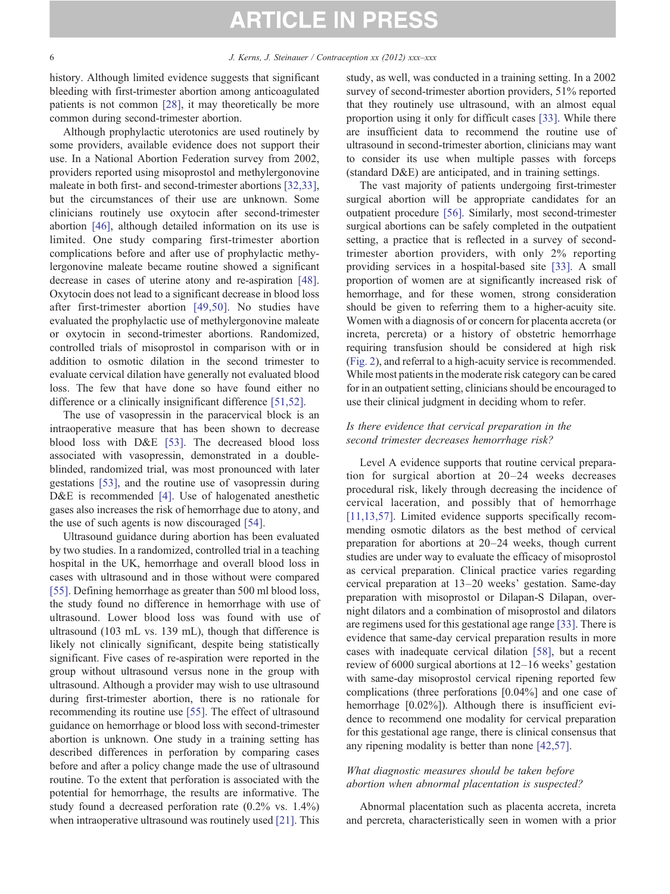history. Although limited evidence suggests that significant bleeding with first-trimester abortion among anticoagulated patients is not common [28], it may theoretically be more common during second-trimester abortion.

Although prophylactic uterotonics are used routinely by some providers, available evidence does not support their use. In a National Abortion Federation survey from 2002, providers reported using misoprostol and methylergonovine maleate in both first- and second-trimester abortions [32,33], but the circumstances of their use are unknown. Some clinicians routinely use oxytocin after second-trimester abortion [46], although detailed information on its use is limited. One study comparing first-trimester abortion complications before and after use of prophylactic methylergonovine maleate became routine showed a significant decrease in cases of uterine atony and re-aspiration [48]. Oxytocin does not lead to a significant decrease in blood loss after first-trimester abortion [49,50]. No studies have evaluated the prophylactic use of methylergonovine maleate or oxytocin in second-trimester abortions. Randomized, controlled trials of misoprostol in comparison with or in addition to osmotic dilation in the second trimester to evaluate cervical dilation have generally not evaluated blood loss. The few that have done so have found either no difference or a clinically insignificant difference [51,52].

The use of vasopressin in the paracervical block is an intraoperative measure that has been shown to decrease blood loss with D&E [53]. The decreased blood loss associated with vasopressin, demonstrated in a double-blinded, randomized trial, was most pronounced with later gestations [53], and the routine use of vasopressin during D&E is recommended [4]. Use of halogenated anesthetic gases also increases the risk of hemorrhage due to atony, and the use of such agents is now discouraged [54].

Ultrasound guidance during abortion has been evaluated by two studies. In a randomized, controlled trial in a teaching hospital in the UK, hemorrhage and overall blood loss in cases with ultrasound and in those without were compared [55]. Defining hemorrhage as greater than 500 ml blood loss, the study found no difference in hemorrhage with use of ultrasound. Lower blood loss was found with use of ultrasound (103 mL vs. 139 mL), though that difference is likely not clinically significant, despite being statistically significant. Five cases of re-aspiration were reported in the group without ultrasound versus none in the group with ultrasound. Although a provider may wish to use ultrasound during first-trimester abortion, there is no rationale for recommending its routine use [55]. The effect of ultrasound guidance on hemorrhage or blood loss with second-trimester abortion is unknown. One study in a training setting has described differences in perforation by comparing cases before and after a policy change made the use of ultrasound routine. To the extent that perforation is associated with the potential for hemorrhage, the results are informative. The study found a decreased perforation rate (0.2% vs. 1.4%) when intraoperative ultrasound was routinely used [21]. This study, as well, was conducted in a training setting. In a 2002 survey of second-trimester abortion providers, 51% reported that they routinely use ultrasound, with an almost equal proportion using it only for difficult cases [33]. While there are insufficient data to recommend the routine use of ultrasound in second-trimester abortion, clinicians may want to consider its use when multiple passes with forceps (standard D&E) are anticipated, and in training settings.

The vast majority of patients undergoing first-trimester surgical abortion will be appropriate candidates for an outpatient procedure [56]. Similarly, most second-trimester surgical abortions can be safely completed in the outpatient setting, a practice that is reflected in a survey of second-trimester abortion providers, with only 2% reporting providing services in a hospital-based site [33]. A small proportion of women are at significantly increased risk of hemorrhage, and for these women, strong consideration should be given to referring them to a higher-acuity site. Women with a diagnosis of or concern for placenta accreta (or increta, percreta) or a history of obstetric hemorrhage requiring transfusion should be considered at high risk (Fig. 2), and referral to a high-acuity service is recommended. While most patients in the moderate risk category can be cared for in an outpatient setting, clinicians should be encouraged to use their clinical judgment in deciding whom to refer.

### *Is there evidence that cervical preparation in the second trimester decreases hemorrhage risk?*

Level A evidence supports that routine cervical preparation for surgical abortion at 20–24 weeks decreases procedural risk, likely through decreasing the incidence of cervical laceration, and possibly that of hemorrhage [11,13,57]. Limited evidence supports specifically recommending osmotic dilators as the best method of cervical preparation for abortions at 20–24 weeks, though current studies are under way to evaluate the efficacy of misoprostol as cervical preparation. Clinical practice varies regarding cervical preparation at 13–20 weeks' gestation. Same-day preparation with misoprostol or Dilapan-S Dilapan, overnight dilators and a combination of misoprostol and dilators are regimens used for this gestational age range [33]. There is evidence that same-day cervical preparation results in more cases with inadequate cervical dilation [58], but a recent review of 6000 surgical abortions at 12–16 weeks' gestation with same-day misoprostol cervical ripening reported few complications (three perforations [0.04%] and one case of hemorrhage [0.02%]). Although there is insufficient evidence to recommend one modality for cervical preparation for this gestational age range, there is clinical consensus that any ripening modality is better than none [42,57].

### *What diagnostic measures should be taken before abortion when abnormal placentation is suspected?*

Abnormal placentation such as placenta accreta, increta and percreta, characteristically seen in women with a prior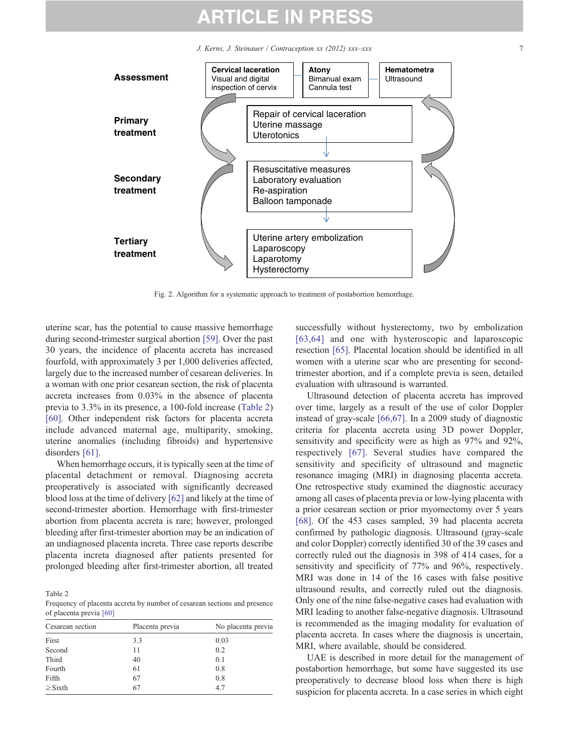| Assessment | Cervical laceration: Visual and digital inspection of cervix | Atony: Bimanual exam, Cannula test | Hematometra: Ultrasound |
|---|---|---|---|
| Primary treatment | Repair of cervical laceration; Uterine massage; Uterotonics | | |
| Secondary treatment | Resuscitative measures; Laboratory evaluation; Re-aspiration; Balloon tamponade | | |
| Tertiary treatment | Uterine artery embolization; Laparoscopy; Laparotomy; Hysterectomy | | |

Fig. 2. Algorithm for a systematic approach to treatment of postabortion hemorrhage.

uterine scar, has the potential to cause massive hemorrhage during second-trimester surgical abortion [59]. Over the past 30 years, the incidence of placenta accreta has increased fourfold, with approximately 3 per 1,000 deliveries affected, largely due to the increased number of cesarean deliveries. In a woman with one prior cesarean section, the risk of placenta accreta increases from 0.03% in the absence of placenta previa to 3.3% in its presence, a 100-fold increase (Table 2) [60]. Other independent risk factors for placenta accreta include advanced maternal age, multiparity, smoking, uterine anomalies (including fibroids) and hypertensive disorders [61].

When hemorrhage occurs, it is typically seen at the time of placental detachment or removal. Diagnosing accreta preoperatively is associated with significantly decreased blood loss at the time of delivery [62] and likely at the time of second-trimester abortion. Hemorrhage with first-trimester abortion from placenta accreta is rare; however, prolonged bleeding after first-trimester abortion may be an indication of an undiagnosed placenta increta. Three case reports describe placenta increta diagnosed after patients presented for prolonged bleeding after first-trimester abortion, all treated successfully without hysterectomy, two by embolization [63,64] and one with hysteroscopic and laparoscopic resection [65]. Placental location should be identified in all women with a uterine scar who are presenting for second-trimester abortion, and if a complete previa is seen, detailed evaluation with ultrasound is warranted.

Table 2
Frequency of placenta accreta by number of cesarean sections and presence of placenta previa [60]

| Cesarean section | Placenta previa | No placenta previa |
|---|---|---|
| First | 3.3 | 0.03 |
| Second | 11 | 0.2 |
| Third | 40 | 0.1 |
| Fourth | 61 | 0.8 |
| Fifth | 67 | 0.8 |
| ≥Sixth | 67 | 4.7 |

Ultrasound detection of placenta accreta has improved over time, largely as a result of the use of color Doppler instead of gray-scale [66,67]. In a 2009 study of diagnostic criteria for placenta accreta using 3D power Doppler, sensitivity and specificity were as high as 97% and 92%, respectively [67]. Several studies have compared the sensitivity and specificity of ultrasound and magnetic resonance imaging (MRI) in diagnosing placenta accreta. One retrospective study examined the diagnostic accuracy among all cases of placenta previa or low-lying placenta with a prior cesarean section or prior myomectomy over 5 years [68]. Of the 453 cases sampled, 39 had placenta accreta confirmed by pathologic diagnosis. Ultrasound (gray-scale and color Doppler) correctly identified 30 of the 39 cases and correctly ruled out the diagnosis in 398 of 414 cases, for a sensitivity and specificity of 77% and 96%, respectively. MRI was done in 14 of the 16 cases with false positive ultrasound results, and correctly ruled out the diagnosis. Only one of the nine false-negative cases had evaluation with MRI leading to another false-negative diagnosis. Ultrasound is recommended as the imaging modality for evaluation of placenta accreta. In cases where the diagnosis is uncertain, MRI, where available, should be considered.

UAE is described in more detail for the management of postabortion hemorrhage, but some have suggested its use preoperatively to decrease blood loss when there is high suspicion for placenta accreta. In a case series in which eight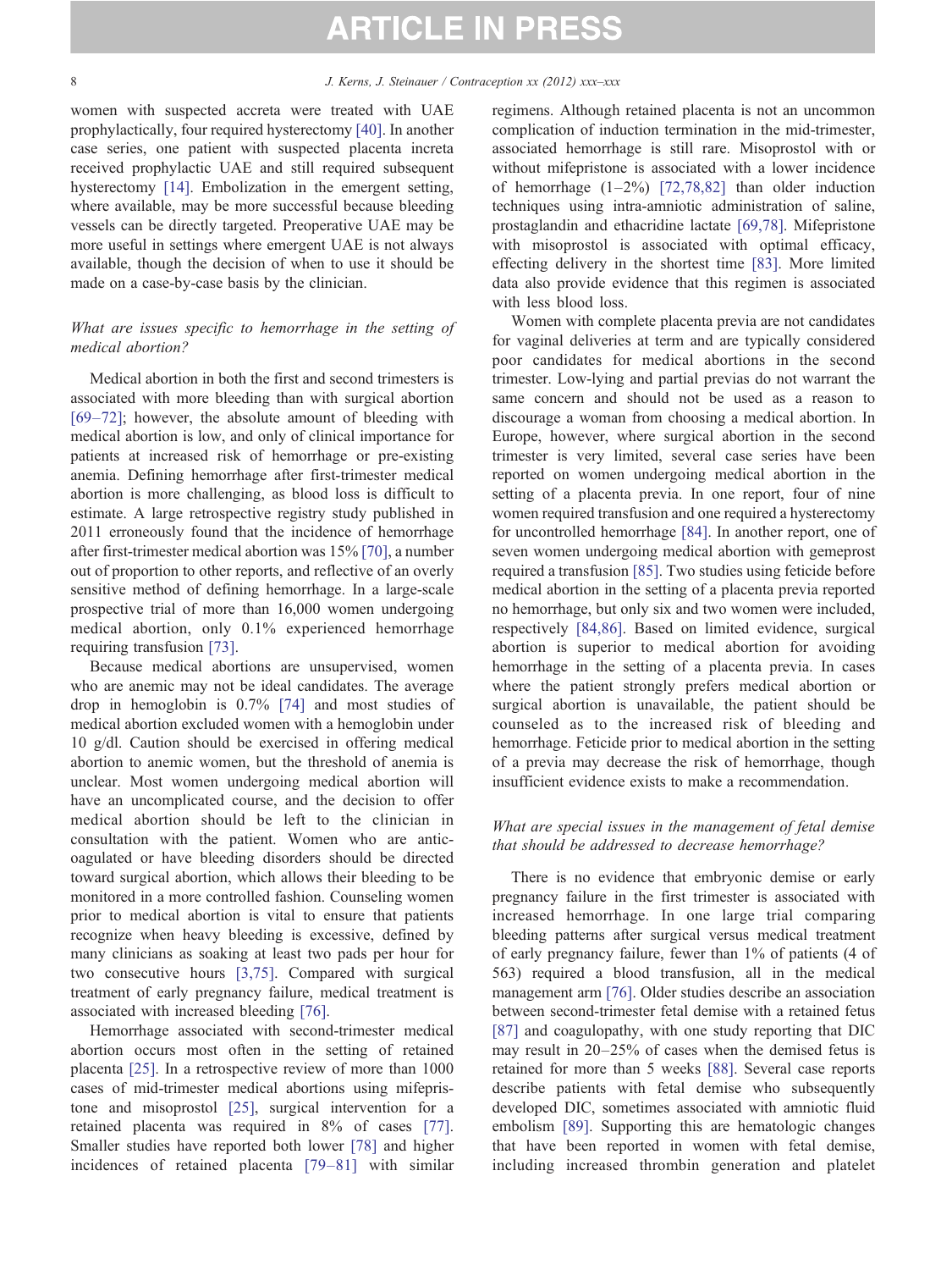women with suspected accreta were treated with UAE prophylactically, four required hysterectomy [40]. In another case series, one patient with suspected placenta increta received prophylactic UAE and still required subsequent hysterectomy [14]. Embolization in the emergent setting, where available, may be more successful because bleeding vessels can be directly targeted. Preoperative UAE may be more useful in settings where emergent UAE is not always available, though the decision of when to use it should be made on a case-by-case basis by the clinician.

### *What are issues specific to hemorrhage in the setting of medical abortion?*

Medical abortion in both the first and second trimesters is associated with more bleeding than with surgical abortion [69–72]; however, the absolute amount of bleeding with medical abortion is low, and only of clinical importance for patients at increased risk of hemorrhage or pre-existing anemia. Defining hemorrhage after first-trimester medical abortion is more challenging, as blood loss is difficult to estimate. A large retrospective registry study published in 2011 erroneously found that the incidence of hemorrhage after first-trimester medical abortion was 15% [70], a number out of proportion to other reports, and reflective of an overly sensitive method of defining hemorrhage. In a large-scale prospective trial of more than 16,000 women undergoing medical abortion, only 0.1% experienced hemorrhage requiring transfusion [73].

Because medical abortions are unsupervised, women who are anemic may not be ideal candidates. The average drop in hemoglobin is 0.7% [74] and most studies of medical abortion excluded women with a hemoglobin under 10 g/dl. Caution should be exercised in offering medical abortion to anemic women, but the threshold of anemia is unclear. Most women undergoing medical abortion will have an uncomplicated course, and the decision to offer medical abortion should be left to the clinician in consultation with the patient. Women who are anticoagulated or have bleeding disorders should be directed toward surgical abortion, which allows their bleeding to be monitored in a more controlled fashion. Counseling women prior to medical abortion is vital to ensure that patients recognize when heavy bleeding is excessive, defined by many clinicians as soaking at least two pads per hour for two consecutive hours [3,75]. Compared with surgical treatment of early pregnancy failure, medical treatment is associated with increased bleeding [76].

Hemorrhage associated with second-trimester medical abortion occurs most often in the setting of retained placenta [25]. In a retrospective review of more than 1000 cases of mid-trimester medical abortions using mifepristone and misoprostol [25], surgical intervention for a retained placenta was required in 8% of cases [77]. Smaller studies have reported both lower [78] and higher incidences of retained placenta [79–81] with similar regimens. Although retained placenta is not an uncommon complication of induction termination in the mid-trimester, associated hemorrhage is still rare. Misoprostol with or without mifepristone is associated with a lower incidence of hemorrhage (1–2%) [72,78,82] than older induction techniques using intra-amniotic administration of saline, prostaglandin and ethacridine lactate [69,78]. Mifepristone with misoprostol is associated with optimal efficacy, effecting delivery in the shortest time [83]. More limited data also provide evidence that this regimen is associated with less blood loss.

Women with complete placenta previa are not candidates for vaginal deliveries at term and are typically considered poor candidates for medical abortions in the second trimester. Low-lying and partial previas do not warrant the same concern and should not be used as a reason to discourage a woman from choosing a medical abortion. In Europe, however, where surgical abortion in the second trimester is very limited, several case series have been reported on women undergoing medical abortion in the setting of a placenta previa. In one report, four of nine women required transfusion and one required a hysterectomy for uncontrolled hemorrhage [84]. In another report, one of seven women undergoing medical abortion with gemeprost required a transfusion [85]. Two studies using feticide before medical abortion in the setting of a placenta previa reported no hemorrhage, but only six and two women were included, respectively [84,86]. Based on limited evidence, surgical abortion is superior to medical abortion for avoiding hemorrhage in the setting of a placenta previa. In cases where the patient strongly prefers medical abortion or surgical abortion is unavailable, the patient should be counseled as to the increased risk of bleeding and hemorrhage. Feticide prior to medical abortion in the setting of a previa may decrease the risk of hemorrhage, though insufficient evidence exists to make a recommendation.

### *What are special issues in the management of fetal demise that should be addressed to decrease hemorrhage?*

There is no evidence that embryonic demise or early pregnancy failure in the first trimester is associated with increased hemorrhage. In one large trial comparing bleeding patterns after surgical versus medical treatment of early pregnancy failure, fewer than 1% of patients (4 of 563) required a blood transfusion, all in the medical management arm [76]. Older studies describe an association between second-trimester fetal demise with a retained fetus [87] and coagulopathy, with one study reporting that DIC may result in 20–25% of cases when the demised fetus is retained for more than 5 weeks [88]. Several case reports describe patients with fetal demise who subsequently developed DIC, sometimes associated with amniotic fluid embolism [89]. Supporting this are hematologic changes that have been reported in women with fetal demise, including increased thrombin generation and platelet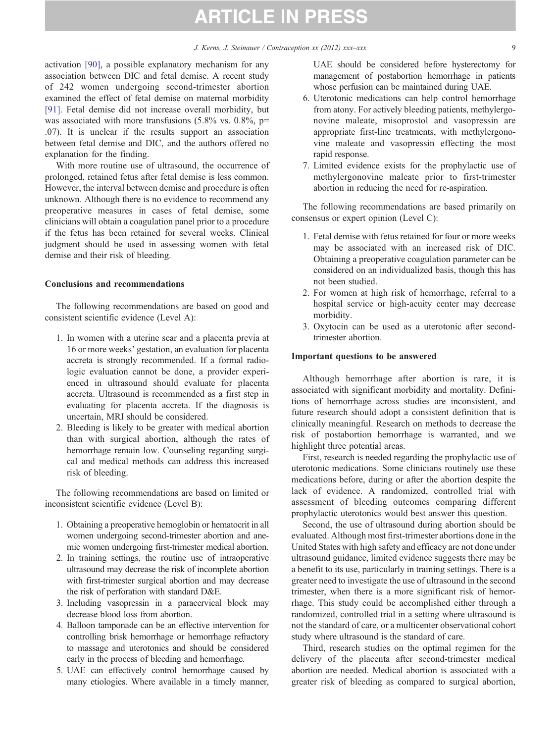activation [90], a possible explanatory mechanism for any association between DIC and fetal demise. A recent study of 242 women undergoing second-trimester abortion examined the effect of fetal demise on maternal morbidity [91]. Fetal demise did not increase overall morbidity, but was associated with more transfusions (5.8% vs. 0.8%, p= .07). It is unclear if the results support an association between fetal demise and DIC, and the authors offered no explanation for the finding.

With more routine use of ultrasound, the occurrence of prolonged, retained fetus after fetal demise is less common. However, the interval between demise and procedure is often unknown. Although there is no evidence to recommend any preoperative measures in cases of fetal demise, some clinicians will obtain a coagulation panel prior to a procedure if the fetus has been retained for several weeks. Clinical judgment should be used in assessing women with fetal demise and their risk of bleeding.

## Conclusions and recommendations

The following recommendations are based on good and consistent scientific evidence (Level A):

1. In women with a uterine scar and a placenta previa at 16 or more weeks' gestation, an evaluation for placenta accreta is strongly recommended. If a formal radiologic evaluation cannot be done, a provider experienced in ultrasound should evaluate for placenta accreta. Ultrasound is recommended as a first step in evaluating for placenta accreta. If the diagnosis is uncertain, MRI should be considered.
2. Bleeding is likely to be greater with medical abortion than with surgical abortion, although the rates of hemorrhage remain low. Counseling regarding surgical and medical methods can address this increased risk of bleeding.

The following recommendations are based on limited or inconsistent scientific evidence (Level B):

1. Obtaining a preoperative hemoglobin or hematocrit in all women undergoing second-trimester abortion and anemic women undergoing first-trimester medical abortion.
2. In training settings, the routine use of intraoperative ultrasound may decrease the risk of incomplete abortion with first-trimester surgical abortion and may decrease the risk of perforation with standard D&E.
3. Including vasopressin in a paracervical block may decrease blood loss from abortion.
4. Balloon tamponade can be an effective intervention for controlling brisk hemorrhage or hemorrhage refractory to massage and uterotonics and should be considered early in the process of bleeding and hemorrhage.
5. UAE can effectively control hemorrhage caused by many etiologies. Where available in a timely manner, UAE should be considered before hysterectomy for management of postabortion hemorrhage in patients whose perfusion can be maintained during UAE.
6. Uterotonic medications can help control hemorrhage from atony. For actively bleeding patients, methylergonovine maleate, misoprostol and vasopressin are appropriate first-line treatments, with methylergonovine maleate and vasopressin effecting the most rapid response.
7. Limited evidence exists for the prophylactic use of methylergonovine maleate prior to first-trimester abortion in reducing the need for re-aspiration.

The following recommendations are based primarily on consensus or expert opinion (Level C):

1. Fetal demise with fetus retained for four or more weeks may be associated with an increased risk of DIC. Obtaining a preoperative coagulation parameter can be considered on an individualized basis, though this has not been studied.
2. For women at high risk of hemorrhage, referral to a hospital service or high-acuity center may decrease morbidity.
3. Oxytocin can be used as a uterotonic after second-trimester abortion.

## Important questions to be answered

Although hemorrhage after abortion is rare, it is associated with significant morbidity and mortality. Definitions of hemorrhage across studies are inconsistent, and future research should adopt a consistent definition that is clinically meaningful. Research on methods to decrease the risk of postabortion hemorrhage is warranted, and we highlight three potential areas.

First, research is needed regarding the prophylactic use of uterotonic medications. Some clinicians routinely use these medications before, during or after the abortion despite the lack of evidence. A randomized, controlled trial with assessment of bleeding outcomes comparing different prophylactic uterotonics would best answer this question.

Second, the use of ultrasound during abortion should be evaluated. Although most first-trimester abortions done in the United States with high safety and efficacy are not done under ultrasound guidance, limited evidence suggests there may be a benefit to its use, particularly in training settings. There is a greater need to investigate the use of ultrasound in the second trimester, when there is a more significant risk of hemorrhage. This study could be accomplished either through a randomized, controlled trial in a setting where ultrasound is not the standard of care, or a multicenter observational cohort study where ultrasound is the standard of care.

Third, research studies on the optimal regimen for the delivery of the placenta after second-trimester medical abortion are needed. Medical abortion is associated with a greater risk of bleeding as compared to surgical abortion,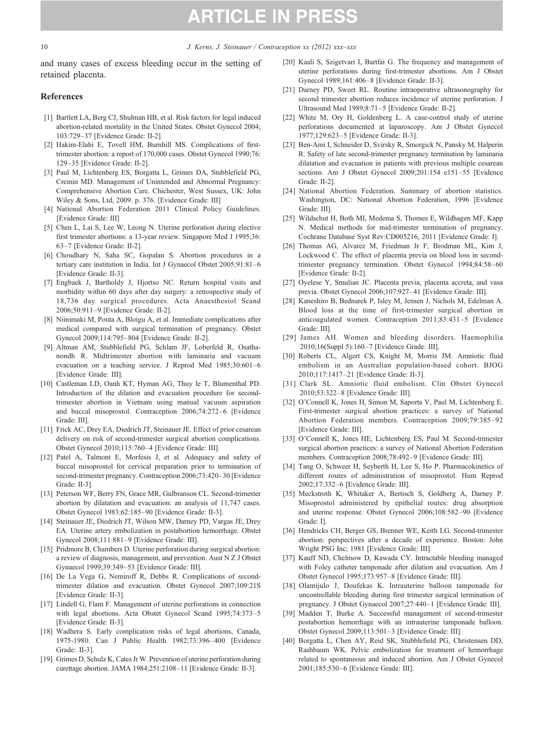and many cases of excess bleeding occur in the setting of retained placenta.

## References

[1] Bartlett LA, Berg CJ, Shulman HB, et al. Risk factors for legal induced abortion-related mortality in the United States. Obstet Gynecol 2004; 103:729–37 [Evidence Grade: II-2].

[2] Hakim-Elahi E, Tovell HM, Burnhill MS. Complications of first-trimester abortion: a report of 170,000 cases. Obstet Gynecol 1990;76: 129–35 [Evidence Grade: II-2].

[3] Paul M, Lichtenberg ES, Borgatta L, Grimes DA, Stubblefield PG, Creinin MD. Management of Unintended and Abnormal Pregnancy: Comprehensive Abortion Care. Chichester, West Sussex, UK: John Wiley & Sons, Ltd, 2009. p. 376. [Evidence Grade: III]

[4] National Abortion Federation 2011 Clinical Policy Guidelines. [Evidence Grade: III]

[5] Chen L, Lai S, Lee W, Leong N. Uterine perforation during elective first trimester abortions: a 13-year review. Singapore Med J 1995;36: 63–7 [Evidence Grade: II-2].

[6] Choudhary N, Saha SC, Gopalan S. Abortion procedures in a tertiary care institution in India. Int J Gynaecol Obstet 2005;91:81–6 [Evidence Grade: II-3].

[7] Engbaek J, Bartholdy J, Hjortso NC. Return hospital visits and morbidity within 60 days after day surgery: a retrospective study of 18,736 day surgical procedures. Acta Anaesthesiol Scand 2006;50:911–9 [Evidence Grade: II-2].

[8] Niinimaki M, Pouta A, Bloigu A, et al. Immediate complications after medical compared with surgical termination of pregnancy. Obstet Gynecol 2009;114:795–804 [Evidence Grade: II-2].

[9] Altman AM, Stubblefield PG, Schlam JF, Loberfeld R, Osathanondh R. Midtrimester abortion with laminaria and vacuum evacuation on a teaching service. J Reprod Med 1985;30:601–6 [Evidence Grade: III].

[10] Castleman LD, Oanh KT, Hyman AG, Thuy le T, Blumenthal PD. Introduction of the dilation and evacuation procedure for second-trimester abortion in Vietnam using manual vacuum aspiration and buccal misoprostol. Contraception 2006;74:272–6 [Evidence Grade: III].

[11] Frick AC, Drey EA, Diedrich JT, Steinauer JE. Effect of prior cesarean delivery on risk of second-trimester surgical abortion complications. Obstet Gynecol 2010;115:760–4 [Evidence Grade: III].

[12] Patel A, Talmont E, Morfesis J, et al. Adequacy and safety of buccal misoprostol for cervical preparation prior to termination of second-trimester pregnancy. Contraception 2006;73:420–30 [Evidence Grade: II-3].

[13] Peterson WF, Berry FN, Grace MR, Gulbranson CL. Second-trimester abortion by dilatation and evacuation: an analysis of 11,747 cases. Obstet Gynecol 1983;62:185–90 [Evidence Grade: II-3].

[14] Steinauer JE, Diedrich JT, Wilson MW, Darney PD, Vargas JE, Drey EA. Uterine artery embolization in postabortion hemorrhage. Obstet Gynecol 2008;111:881–9 [Evidence Grade: III].

[15] Pridmore B, Chambers D. Uterine perforation during surgical abortion: a review of diagnosis, management, and prevention. Aust N Z J Obstet Gynaecol 1999;39:349–53 [Evidence Grade: III].

[16] De La Vega G, Nemiroff R, Debbs R. Complications of second-trimester dilation and evacuation. Obstet Gynecol 2007;109:21S [Evidence Grade: II-3].

[17] Lindell G, Flam F. Management of uterine perforations in connection with legal abortions. Acta Obstet Gynecol Scand 1995;74:373–5 [Evidence Grade: II-3].

[18] Wadhera S. Early complication risks of legal abortions, Canada, 1975-1980. Can J Public Health 1982;73:396–400 [Evidence Grade: II-3].

[19] Grimes D, Schulz K, Cates Jr W. Prevention of uterine perforation during curettage abortion. JAMA 1984;251:2108–11 [Evidence Grade: II-3].

[20] Kaali S, Szigetvari I, Bartfai G. The frequency and management of uterine perforations during first-trimester abortions. Am J Obstet Gynecol 1989;161:406–8 [Evidence Grade: II-3].

[21] Darney PD, Sweet RL. Routine intraoperative ultrasonography for second trimester abortion reduces incidence of uterine perforation. J Ultrasound Med 1989;8:71–5 [Evidence Grade: II-2].

[22] White M, Ory H, Goldenberg L. A case-control study of uterine perforations documented at laparoscopy. Am J Obstet Gynecol 1977;129:623–5 [Evidence Grade: II-3].

[23] Ben-Ami I, Schneider D, Svirsky R, Smorgick N, Pansky M, Halperin R. Safety of late second-trimester pregnancy termination by laminaria dilatation and evacuation in patients with previous multiple cesarean sections. Am J Obstet Gynecol 2009;201:154 e151–55 [Evidence Grade: II-2].

[24] National Abortion Federation. Summary of abortion statistics. Washington, DC: National Abortion Federation, 1996 [Evidence Grade: III].

[25] Wildschut H, Both MI, Medema S, Thomee E, Wildhagen MF, Kapp N. Medical methods for mid-trimester termination of pregnancy. Cochrane Database Syst Rev:CD005216, 2011 [Evidence Grade: I].

[26] Thomas AG, Alvarez M, Friedman Jr F, Brodman ML, Kim J, Lockwood C. The effect of placenta previa on blood loss in second-trimester pregnancy termination. Obstet Gynecol 1994;84:58–60 [Evidence Grade: II-2].

[27] Oyelese Y, Smulian JC. Placenta previa, placenta accreta, and vasa previa. Obstet Gynecol 2006;107:927–41 [Evidence Grade: III].

[28] Kaneshiro B, Bednarek P, Isley M, Jensen J, Nichols M, Edelman A. Blood loss at the time of first-trimester surgical abortion in anticoagulated women. Contraception 2011;83:431–5 [Evidence Grade: III].

[29] James AH. Women and bleeding disorders. Haemophilia 2010;16(Suppl 5):160–7 [Evidence Grade: III].

[30] Roberts CL, Algert CS, Knight M, Morris JM. Amniotic fluid embolism in an Australian population-based cohort. BJOG 2010;117:1417–21 [Evidence Grade: II-3].

[31] Clark SL. Amniotic fluid embolism. Clin Obstet Gynecol 2010;53:322–8 [Evidence Grade: III].

[32] O'Connell K, Jones H, Simon M, Saporta V, Paul M, Lichtenberg E. First-trimester surgical abortion practices: a survey of National Abortion Federation members. Contraception 2009;79:385–92 [Evidence Grade: III].

[33] O'Connell K, Jones HE, Lichtenberg ES, Paul M. Second-trimester surgical abortion practices: a survey of National Abortion Federation members. Contraception 2008;78:492–9 [Evidence Grade: III].

[34] Tang O, Schweer H, Seyberth H, Lee S, Ho P. Pharmacokinetics of different routes of administration of misoprostol. Hum Reprod 2002;17:332–6 [Evidence Grade: III].

[35] Meckstroth K, Whitaker A, Bertisch S, Goldberg A, Darney P. Misoprostol administered by epithelial routes: drug absorption and uterine response. Obstet Gynecol 2006;108:582–90 [Evidence Grade: I].

[36] Hendricks CH, Berger GS, Brenner WE, Keith LG. Second-trimester abortion: perspectives after a decade of experience. Boston: John Wright PSG Inc; 1981 [Evidence Grade: III].

[37] Kauff ND, Chelmow D, Kawada CY. Intractable bleeding managed with Foley catheter tamponade after dilation and evacuation. Am J Obstet Gynecol 1995;173:957–8 [Evidence Grade: III].

[38] Olamijulo J, Doufekas K. Intrauterine balloon tamponade for uncontrollable bleeding during first trimester surgical termination of pregnancy. J Obstet Gynaecol 2007;27:440–1 [Evidence Grade: III].

[39] Madden T, Burke A. Successful management of second-trimester postabortion hemorrhage with an intrauterine tamponade balloon. Obstet Gynecol 2009;113:501–3 [Evidence Grade: III].

[40] Borgatta L, Chen AY, Reid SK, Stubblefield PG, Christensen DD, Rashbaum WK. Pelvic embolization for treatment of hemorrhage related to spontaneous and induced abortion. Am J Obstet Gynecol 2001;185:530–6 [Evidence Grade: III].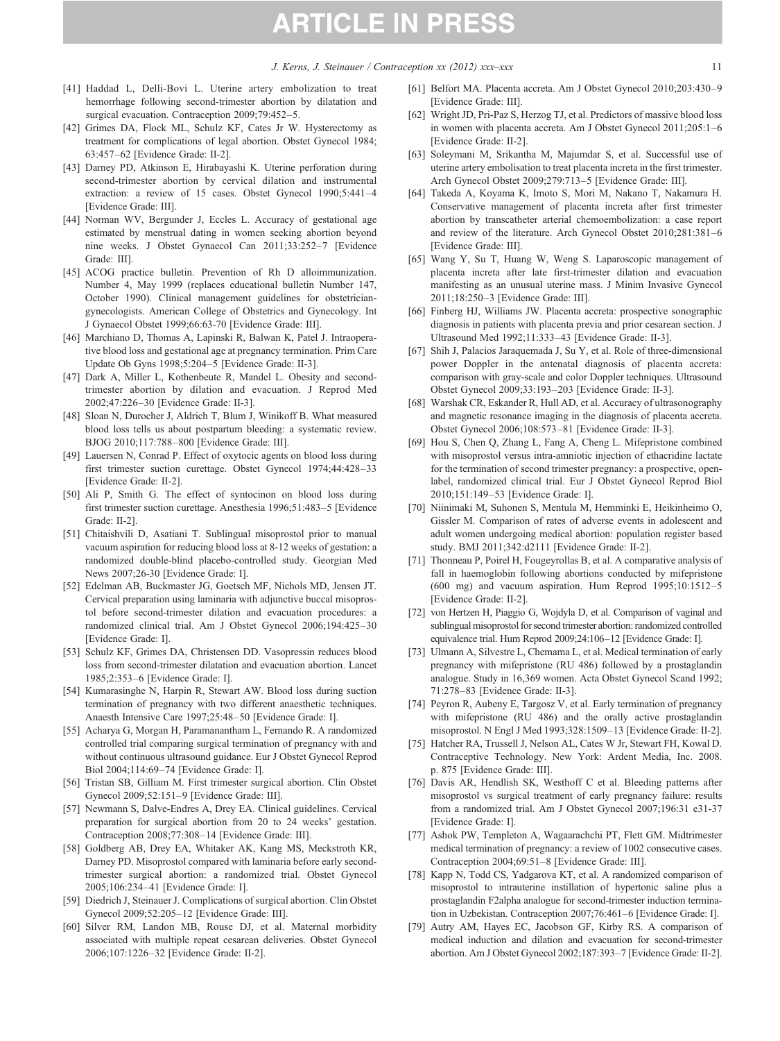[41] Haddad L, Delli-Bovi L. Uterine artery embolization to treat hemorrhage following second-trimester abortion by dilatation and surgical evacuation. Contraception 2009;79:452–5.

[42] Grimes DA, Flock ML, Schulz KF, Cates Jr W. Hysterectomy as treatment for complications of legal abortion. Obstet Gynecol 1984; 63:457–62 [Evidence Grade: II-2].

[43] Darney PD, Atkinson E, Hirabayashi K. Uterine perforation during second-trimester abortion by cervical dilation and instrumental extraction: a review of 15 cases. Obstet Gynecol 1990;5:441–4 [Evidence Grade: III].

[44] Norman WV, Bergunder J, Eccles L. Accuracy of gestational age estimated by menstrual dating in women seeking abortion beyond nine weeks. J Obstet Gynaecol Can 2011;33:252–7 [Evidence Grade: III].

[45] ACOG practice bulletin. Prevention of Rh D alloimmunization. Number 4, May 1999 (replaces educational bulletin Number 147, October 1990). Clinical management guidelines for obstetrician-gynecologists. American College of Obstetrics and Gynecology. Int J Gynaecol Obstet 1999;66:63-70 [Evidence Grade: III].

[46] Marchiano D, Thomas A, Lapinski R, Balwan K, Patel J. Intraoperative blood loss and gestational age at pregnancy termination. Prim Care Update Ob Gyns 1998;5:204–5 [Evidence Grade: II-3].

[47] Dark A, Miller L, Kothenbeute R, Mandel L. Obesity and second-trimester abortion by dilation and evacuation. J Reprod Med 2002;47:226–30 [Evidence Grade: II-3].

[48] Sloan N, Durocher J, Aldrich T, Blum J, Winikoff B. What measured blood loss tells us about postpartum bleeding: a systematic review. BJOG 2010;117:788–800 [Evidence Grade: III].

[49] Lauersen N, Conrad P. Effect of oxytocic agents on blood loss during first trimester suction curettage. Obstet Gynecol 1974;44:428–33 [Evidence Grade: II-2].

[50] Ali P, Smith G. The effect of syntocinon on blood loss during first trimester suction curettage. Anesthesia 1996;51:483–5 [Evidence Grade: II-2].

[51] Chitaishvili D, Asatiani T. Sublingual misoprostol prior to manual vacuum aspiration for reducing blood loss at 8-12 weeks of gestation: a randomized double-blind placebo-controlled study. Georgian Med News 2007;26-30 [Evidence Grade: I].

[52] Edelman AB, Buckmaster JG, Goetsch MF, Nichols MD, Jensen JT. Cervical preparation using laminaria with adjunctive buccal misoprostol before second-trimester dilation and evacuation procedures: a randomized clinical trial. Am J Obstet Gynecol 2006;194:425–30 [Evidence Grade: I].

[53] Schulz KF, Grimes DA, Christensen DD. Vasopressin reduces blood loss from second-trimester dilatation and evacuation abortion. Lancet 1985;2:353–6 [Evidence Grade: I].

[54] Kumarasinghe N, Harpin R, Stewart AW. Blood loss during suction termination of pregnancy with two different anaesthetic techniques. Anaesth Intensive Care 1997;25:48–50 [Evidence Grade: I].

[55] Acharya G, Morgan H, Paramanantham L, Fernando R. A randomized controlled trial comparing surgical termination of pregnancy with and without continuous ultrasound guidance. Eur J Obstet Gynecol Reprod Biol 2004;114:69–74 [Evidence Grade: I].

[56] Tristan SB, Gilliam M. First trimester surgical abortion. Clin Obstet Gynecol 2009;52:151–9 [Evidence Grade: III].

[57] Newmann S, Dalve-Endres A, Drey EA. Clinical guidelines. Cervical preparation for surgical abortion from 20 to 24 weeks' gestation. Contraception 2008;77:308–14 [Evidence Grade: III].

[58] Goldberg AB, Drey EA, Whitaker AK, Kang MS, Meckstroth KR, Darney PD. Misoprostol compared with laminaria before early second-trimester surgical abortion: a randomized trial. Obstet Gynecol 2005;106:234–41 [Evidence Grade: I].

[59] Diedrich J, Steinauer J. Complications of surgical abortion. Clin Obstet Gynecol 2009;52:205–12 [Evidence Grade: III].

[60] Silver RM, Landon MB, Rouse DJ, et al. Maternal morbidity associated with multiple repeat cesarean deliveries. Obstet Gynecol 2006;107:1226–32 [Evidence Grade: II-2].

[61] Belfort MA. Placenta accreta. Am J Obstet Gynecol 2010;203:430–9 [Evidence Grade: III].

[62] Wright JD, Pri-Paz S, Herzog TJ, et al. Predictors of massive blood loss in women with placenta accreta. Am J Obstet Gynecol 2011;205:1–6 [Evidence Grade: II-2].

[63] Soleymani M, Srikantha M, Majumdar S, et al. Successful use of uterine artery embolisation to treat placenta increta in the first trimester. Arch Gynecol Obstet 2009;279:713–5 [Evidence Grade: III].

[64] Takeda A, Koyama K, Imoto S, Mori M, Nakano T, Nakamura H. Conservative management of placenta increta after first trimester abortion by transcatheter arterial chemoembolization: a case report and review of the literature. Arch Gynecol Obstet 2010;281:381–6 [Evidence Grade: III].

[65] Wang Y, Su T, Huang W, Weng S. Laparoscopic management of placenta increta after late first-trimester dilation and evacuation manifesting as an unusual uterine mass. J Minim Invasive Gynecol 2011;18:250–3 [Evidence Grade: III].

[66] Finberg HJ, Williams JW. Placenta accreta: prospective sonographic diagnosis in patients with placenta previa and prior cesarean section. J Ultrasound Med 1992;11:333–43 [Evidence Grade: II-3].

[67] Shih J, Palacios Jaraquemada J, Su Y, et al. Role of three-dimensional power Doppler in the antenatal diagnosis of placenta accreta: comparison with gray-scale and color Doppler techniques. Ultrasound Obstet Gynecol 2009;33:193–203 [Evidence Grade: II-3].

[68] Warshak CR, Eskander R, Hull AD, et al. Accuracy of ultrasonography and magnetic resonance imaging in the diagnosis of placenta accreta. Obstet Gynecol 2006;108:573–81 [Evidence Grade: II-3].

[69] Hou S, Chen Q, Zhang L, Fang A, Cheng L. Mifepristone combined with misoprostol versus intra-amniotic injection of ethacridine lactate for the termination of second trimester pregnancy: a prospective, open-label, randomized clinical trial. Eur J Obstet Gynecol Reprod Biol 2010;151:149–53 [Evidence Grade: I].

[70] Niinimaki M, Suhonen S, Mentula M, Hemminki E, Heikinheimo O, Gissler M. Comparison of rates of adverse events in adolescent and adult women undergoing medical abortion: population register based study. BMJ 2011;342:d2111 [Evidence Grade: II-2].

[71] Thonneau P, Poirel H, Fougeyrollas B, et al. A comparative analysis of fall in haemoglobin following abortions conducted by mifepristone (600 mg) and vacuum aspiration. Hum Reprod 1995;10:1512–5 [Evidence Grade: II-2].

[72] von Hertzen H, Piaggio G, Wojdyla D, et al. Comparison of vaginal and sublingual misoprostol for second trimester abortion: randomized controlled equivalence trial. Hum Reprod 2009;24:106–12 [Evidence Grade: I].

[73] Ulmann A, Silvestre L, Chemama L, et al. Medical termination of early pregnancy with mifepristone (RU 486) followed by a prostaglandin analogue. Study in 16,369 women. Acta Obstet Gynecol Scand 1992; 71:278–83 [Evidence Grade: II-3].

[74] Peyron R, Aubeny E, Targosz V, et al. Early termination of pregnancy with mifepristone (RU 486) and the orally active prostaglandin misoprostol. N Engl J Med 1993;328:1509–13 [Evidence Grade: II-2].

[75] Hatcher RA, Trussell J, Nelson AL, Cates W Jr, Stewart FH, Kowal D. Contraceptive Technology. New York: Ardent Media, Inc. 2008. p. 875 [Evidence Grade: III].

[76] Davis AR, Hendlish SK, Westhoff C et al. Bleeding patterns after misoprostol vs surgical treatment of early pregnancy failure: results from a randomized trial. Am J Obstet Gynecol 2007;196:31 e31-37 [Evidence Grade: I].

[77] Ashok PW, Templeton A, Wagaarachchi PT, Flett GM. Midtrimester medical termination of pregnancy: a review of 1002 consecutive cases. Contraception 2004;69:51–8 [Evidence Grade: III].

[78] Kapp N, Todd CS, Yadgarova KT, et al. A randomized comparison of misoprostol to intrauterine instillation of hypertonic saline plus a prostaglandin F2alpha analogue for second-trimester induction termination in Uzbekistan. Contraception 2007;76:461–6 [Evidence Grade: I].

[79] Autry AM, Hayes EC, Jacobson GF, Kirby RS. A comparison of medical induction and dilation and evacuation for second-trimester abortion. Am J Obstet Gynecol 2002;187:393–7 [Evidence Grade: II-2].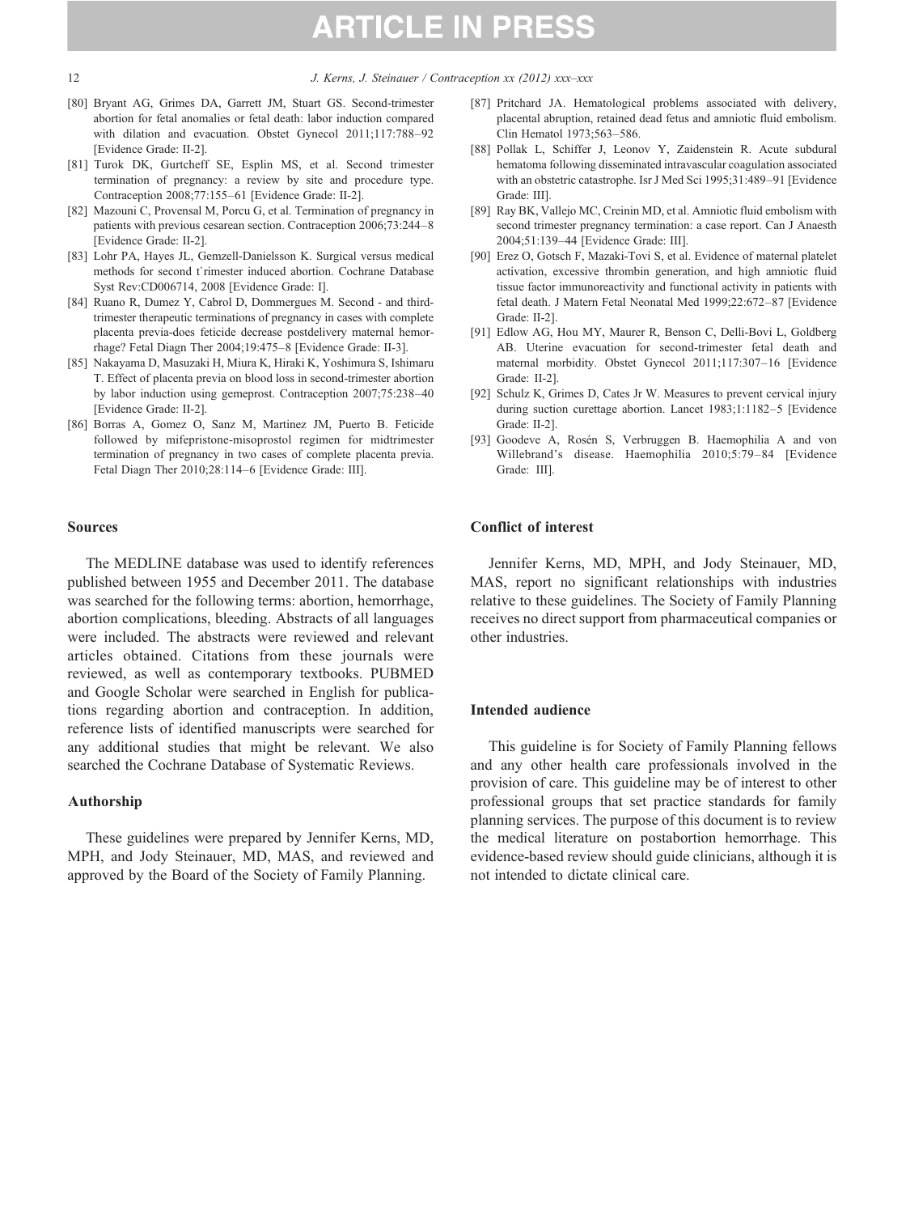[80] Bryant AG, Grimes DA, Garrett JM, Stuart GS. Second-trimester abortion for fetal anomalies or fetal death: labor induction compared with dilation and evacuation. Obstet Gynecol 2011;117:788–92 [Evidence Grade: II-2].

[81] Turok DK, Gurtcheff SE, Esplin MS, et al. Second trimester termination of pregnancy: a review by site and procedure type. Contraception 2008;77:155–61 [Evidence Grade: II-2].

[82] Mazouni C, Provensal M, Porcu G, et al. Termination of pregnancy in patients with previous cesarean section. Contraception 2006;73:244–8 [Evidence Grade: II-2].

[83] Lohr PA, Hayes JL, Gemzell-Danielsson K. Surgical versus medical methods for second t`rimester induced abortion. Cochrane Database Syst Rev:CD006714, 2008 [Evidence Grade: I].

[84] Ruano R, Dumez Y, Cabrol D, Dommergues M. Second - and third-trimester therapeutic terminations of pregnancy in cases with complete placenta previa-does feticide decrease postdelivery maternal hemorrhage? Fetal Diagn Ther 2004;19:475–8 [Evidence Grade: II-3].

[85] Nakayama D, Masuzaki H, Miura K, Hiraki K, Yoshimura S, Ishimaru T. Effect of placenta previa on blood loss in second-trimester abortion by labor induction using gemeprost. Contraception 2007;75:238–40 [Evidence Grade: II-2].

[86] Borras A, Gomez O, Sanz M, Martinez JM, Puerto B. Feticide followed by mifepristone-misoprostol regimen for midtrimester termination of pregnancy in two cases of complete placenta previa. Fetal Diagn Ther 2010;28:114–6 [Evidence Grade: III].

[87] Pritchard JA. Hematological problems associated with delivery, placental abruption, retained dead fetus and amniotic fluid embolism. Clin Hematol 1973;563–586.

[88] Pollak L, Schiffer J, Leonov Y, Zaidenstein R. Acute subdural hematoma following disseminated intravascular coagulation associated with an obstetric catastrophe. Isr J Med Sci 1995;31:489–91 [Evidence Grade: III].

[89] Ray BK, Vallejo MC, Creinin MD, et al. Amniotic fluid embolism with second trimester pregnancy termination: a case report. Can J Anaesth 2004;51:139–44 [Evidence Grade: III].

[90] Erez O, Gotsch F, Mazaki-Tovi S, et al. Evidence of maternal platelet activation, excessive thrombin generation, and high amniotic fluid tissue factor immunoreactivity and functional activity in patients with fetal death. J Matern Fetal Neonatal Med 1999;22:672–87 [Evidence Grade: II-2].

[91] Edlow AG, Hou MY, Maurer R, Benson C, Delli-Bovi L, Goldberg AB. Uterine evacuation for second-trimester fetal death and maternal morbidity. Obstet Gynecol 2011;117:307–16 [Evidence Grade: II-2].

[92] Schulz K, Grimes D, Cates Jr W. Measures to prevent cervical injury during suction curettage abortion. Lancet 1983;1:1182–5 [Evidence Grade: II-2].

[93] Goodeve A, Rosén S, Verbruggen B. Haemophilia A and von Willebrand's disease. Haemophilia 2010;5:79–84 [Evidence Grade: III].

### Sources

The MEDLINE database was used to identify references published between 1955 and December 2011. The database was searched for the following terms: abortion, hemorrhage, abortion complications, bleeding. Abstracts of all languages were included. The abstracts were reviewed and relevant articles obtained. Citations from these journals were reviewed, as well as contemporary textbooks. PUBMED and Google Scholar were searched in English for publications regarding abortion and contraception. In addition, reference lists of identified manuscripts were searched for any additional studies that might be relevant. We also searched the Cochrane Database of Systematic Reviews.

### Authorship

These guidelines were prepared by Jennifer Kerns, MD, MPH, and Jody Steinauer, MD, MAS, and reviewed and approved by the Board of the Society of Family Planning.

### Conflict of interest

Jennifer Kerns, MD, MPH, and Jody Steinauer, MD, MAS, report no significant relationships with industries relative to these guidelines. The Society of Family Planning receives no direct support from pharmaceutical companies or other industries.

### Intended audience

This guideline is for Society of Family Planning fellows and any other health care professionals involved in the provision of care. This guideline may be of interest to other professional groups that set practice standards for family planning services. The purpose of this document is to review the medical literature on postabortion hemorrhage. This evidence-based review should guide clinicians, although it is not intended to dictate clinical care.